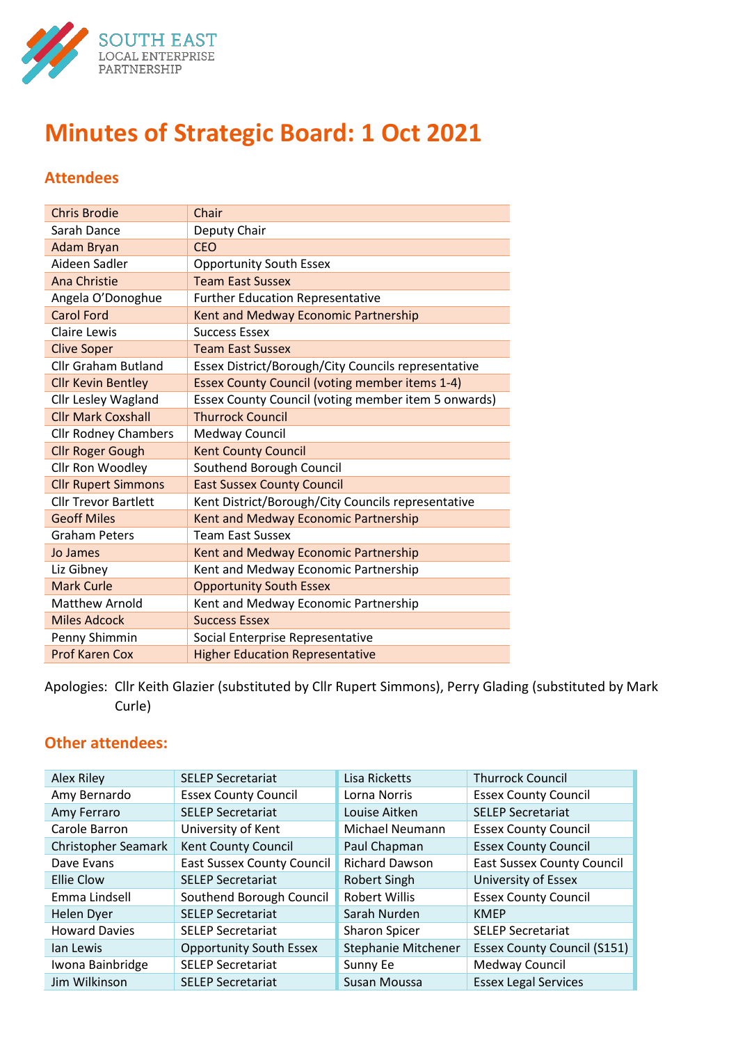SOUTH EAST
LOCAL ENTERPRISE
PARTNERSHIP

# Minutes of Strategic Board: 1 Oct 2021

## Attendees

| | |
|---|---|
| Chris Brodie | Chair |
| Sarah Dance | Deputy Chair |
| Adam Bryan | CEO |
| Aideen Sadler | Opportunity South Essex |
| Ana Christie | Team East Sussex |
| Angela O'Donoghue | Further Education Representative |
| Carol Ford | Kent and Medway Economic Partnership |
| Claire Lewis | Success Essex |
| Clive Soper | Team East Sussex |
| Cllr Graham Butland | Essex District/Borough/City Councils representative |
| Cllr Kevin Bentley | Essex County Council (voting member items 1-4) |
| Cllr Lesley Wagland | Essex County Council (voting member item 5 onwards) |
| Cllr Mark Coxshall | Thurrock Council |
| Cllr Rodney Chambers | Medway Council |
| Cllr Roger Gough | Kent County Council |
| Cllr Ron Woodley | Southend Borough Council |
| Cllr Rupert Simmons | East Sussex County Council |
| Cllr Trevor Bartlett | Kent District/Borough/City Councils representative |
| Geoff Miles | Kent and Medway Economic Partnership |
| Graham Peters | Team East Sussex |
| Jo James | Kent and Medway Economic Partnership |
| Liz Gibney | Kent and Medway Economic Partnership |
| Mark Curle | Opportunity South Essex |
| Matthew Arnold | Kent and Medway Economic Partnership |
| Miles Adcock | Success Essex |
| Penny Shimmin | Social Enterprise Representative |
| Prof Karen Cox | Higher Education Representative |

Apologies: Cllr Keith Glazier (substituted by Cllr Rupert Simmons), Perry Glading (substituted by Mark Curle)

## Other attendees:

| | | | |
|---|---|---|---|
| Alex Riley | SELEP Secretariat | Lisa Ricketts | Thurrock Council |
| Amy Bernardo | Essex County Council | Lorna Norris | Essex County Council |
| Amy Ferraro | SELEP Secretariat | Louise Aitken | SELEP Secretariat |
| Carole Barron | University of Kent | Michael Neumann | Essex County Council |
| Christopher Seamark | Kent County Council | Paul Chapman | Essex County Council |
| Dave Evans | East Sussex County Council | Richard Dawson | East Sussex County Council |
| Ellie Clow | SELEP Secretariat | Robert Singh | University of Essex |
| Emma Lindsell | Southend Borough Council | Robert Willis | Essex County Council |
| Helen Dyer | SELEP Secretariat | Sarah Nurden | KMEP |
| Howard Davies | SELEP Secretariat | Sharon Spicer | SELEP Secretariat |
| Ian Lewis | Opportunity South Essex | Stephanie Mitchener | Essex County Council (S151) |
| Iwona Bainbridge | SELEP Secretariat | Sunny Ee | Medway Council |
| Jim Wilkinson | SELEP Secretariat | Susan Moussa | Essex Legal Services |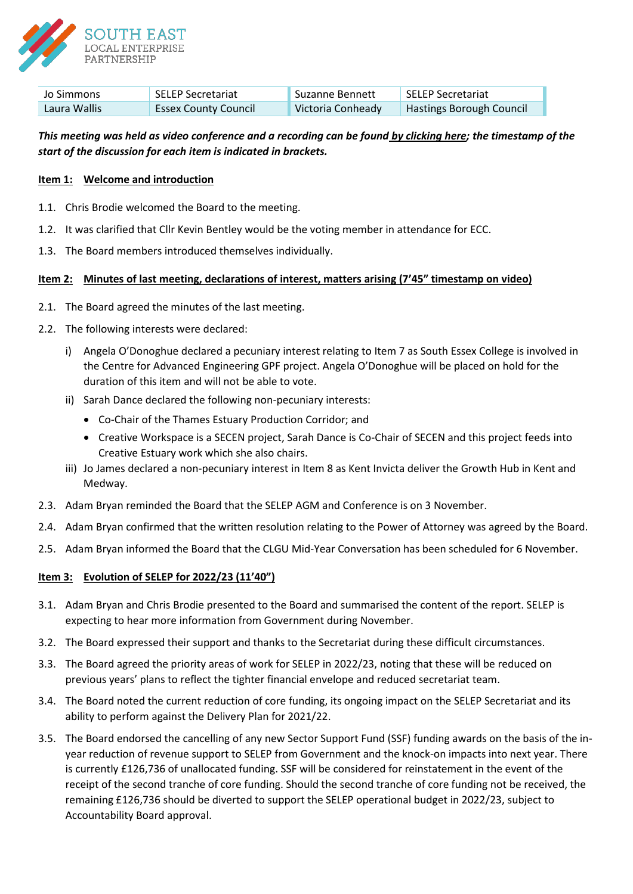| Jo Simmons | SELEP Secretariat | Suzanne Bennett | SELEP Secretariat |
|---|---|---|---|
| Laura Wallis | Essex County Council | Victoria Conheady | Hastings Borough Council |

***This meeting was held as video conference and a recording can be found by clicking here; the timestamp of the start of the discussion for each item is indicated in brackets.***

**Item 1: Welcome and introduction**

1.1. Chris Brodie welcomed the Board to the meeting.

1.2. It was clarified that Cllr Kevin Bentley would be the voting member in attendance for ECC.

1.3. The Board members introduced themselves individually.

**Item 2: Minutes of last meeting, declarations of interest, matters arising (7'45" timestamp on video)**

2.1. The Board agreed the minutes of the last meeting.

2.2. The following interests were declared:

i) Angela O'Donoghue declared a pecuniary interest relating to Item 7 as South Essex College is involved in the Centre for Advanced Engineering GPF project. Angela O'Donoghue will be placed on hold for the duration of this item and will not be able to vote.

ii) Sarah Dance declared the following non-pecuniary interests:

- Co-Chair of the Thames Estuary Production Corridor; and
- Creative Workspace is a SECEN project, Sarah Dance is Co-Chair of SECEN and this project feeds into Creative Estuary work which she also chairs.

iii) Jo James declared a non-pecuniary interest in Item 8 as Kent Invicta deliver the Growth Hub in Kent and Medway.

2.3. Adam Bryan reminded the Board that the SELEP AGM and Conference is on 3 November.

2.4. Adam Bryan confirmed that the written resolution relating to the Power of Attorney was agreed by the Board.

2.5. Adam Bryan informed the Board that the CLGU Mid-Year Conversation has been scheduled for 6 November.

**Item 3: Evolution of SELEP for 2022/23 (11'40")**

3.1. Adam Bryan and Chris Brodie presented to the Board and summarised the content of the report. SELEP is expecting to hear more information from Government during November.

3.2. The Board expressed their support and thanks to the Secretariat during these difficult circumstances.

3.3. The Board agreed the priority areas of work for SELEP in 2022/23, noting that these will be reduced on previous years' plans to reflect the tighter financial envelope and reduced secretariat team.

3.4. The Board noted the current reduction of core funding, its ongoing impact on the SELEP Secretariat and its ability to perform against the Delivery Plan for 2021/22.

3.5. The Board endorsed the cancelling of any new Sector Support Fund (SSF) funding awards on the basis of the in-year reduction of revenue support to SELEP from Government and the knock-on impacts into next year. There is currently £126,736 of unallocated funding. SSF will be considered for reinstatement in the event of the receipt of the second tranche of core funding. Should the second tranche of core funding not be received, the remaining £126,736 should be diverted to support the SELEP operational budget in 2022/23, subject to Accountability Board approval.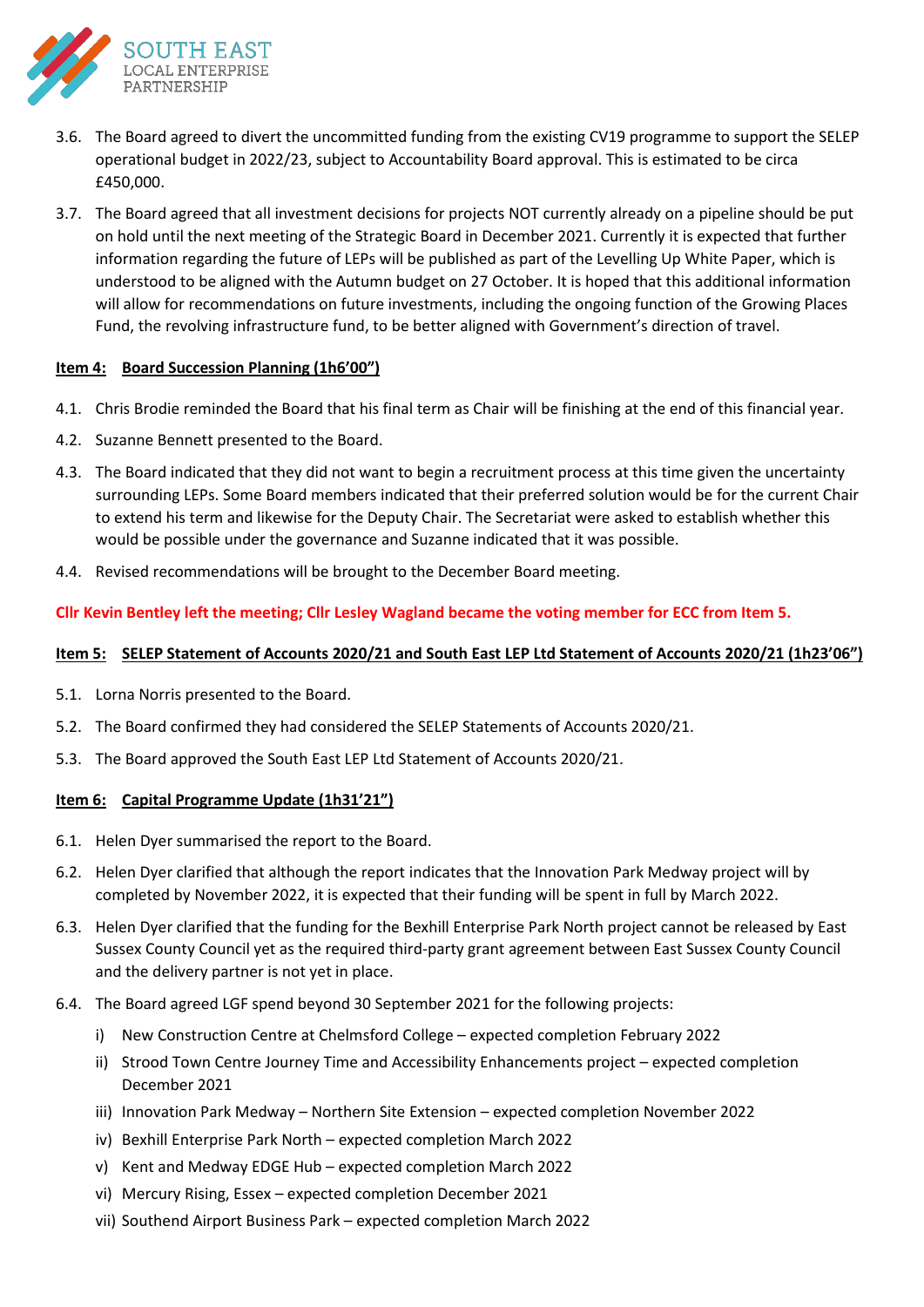3.6. The Board agreed to divert the uncommitted funding from the existing CV19 programme to support the SELEP operational budget in 2022/23, subject to Accountability Board approval. This is estimated to be circa £450,000.

3.7. The Board agreed that all investment decisions for projects NOT currently already on a pipeline should be put on hold until the next meeting of the Strategic Board in December 2021. Currently it is expected that further information regarding the future of LEPs will be published as part of the Levelling Up White Paper, which is understood to be aligned with the Autumn budget on 27 October. It is hoped that this additional information will allow for recommendations on future investments, including the ongoing function of the Growing Places Fund, the revolving infrastructure fund, to be better aligned with Government's direction of travel.

**Item 4: Board Succession Planning (1h6'00")**

4.1. Chris Brodie reminded the Board that his final term as Chair will be finishing at the end of this financial year.

4.2. Suzanne Bennett presented to the Board.

4.3. The Board indicated that they did not want to begin a recruitment process at this time given the uncertainty surrounding LEPs. Some Board members indicated that their preferred solution would be for the current Chair to extend his term and likewise for the Deputy Chair. The Secretariat were asked to establish whether this would be possible under the governance and Suzanne indicated that it was possible.

4.4. Revised recommendations will be brought to the December Board meeting.

**Cllr Kevin Bentley left the meeting; Cllr Lesley Wagland became the voting member for ECC from Item 5.**

**Item 5: SELEP Statement of Accounts 2020/21 and South East LEP Ltd Statement of Accounts 2020/21 (1h23'06")**

5.1. Lorna Norris presented to the Board.

5.2. The Board confirmed they had considered the SELEP Statements of Accounts 2020/21.

5.3. The Board approved the South East LEP Ltd Statement of Accounts 2020/21.

**Item 6: Capital Programme Update (1h31'21")**

6.1. Helen Dyer summarised the report to the Board.

6.2. Helen Dyer clarified that although the report indicates that the Innovation Park Medway project will by completed by November 2022, it is expected that their funding will be spent in full by March 2022.

6.3. Helen Dyer clarified that the funding for the Bexhill Enterprise Park North project cannot be released by East Sussex County Council yet as the required third-party grant agreement between East Sussex County Council and the delivery partner is not yet in place.

6.4. The Board agreed LGF spend beyond 30 September 2021 for the following projects:

i) New Construction Centre at Chelmsford College – expected completion February 2022
ii) Strood Town Centre Journey Time and Accessibility Enhancements project – expected completion December 2021
iii) Innovation Park Medway – Northern Site Extension – expected completion November 2022
iv) Bexhill Enterprise Park North – expected completion March 2022
v) Kent and Medway EDGE Hub – expected completion March 2022
vi) Mercury Rising, Essex – expected completion December 2021
vii) Southend Airport Business Park – expected completion March 2022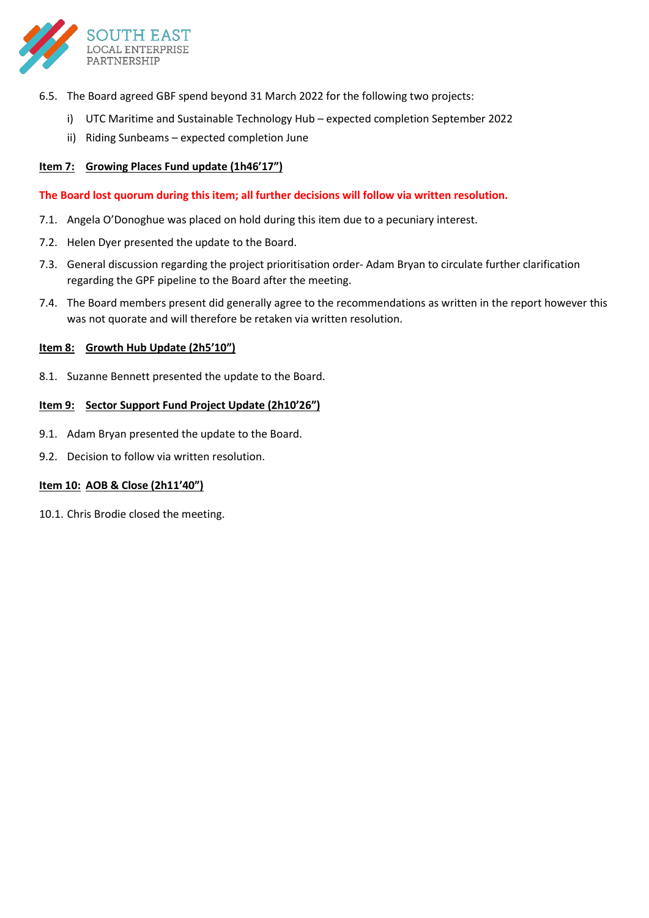6.5. The Board agreed GBF spend beyond 31 March 2022 for the following two projects:

   i) UTC Maritime and Sustainable Technology Hub – expected completion September 2022
   ii) Riding Sunbeams – expected completion June

**Item 7: Growing Places Fund update (1h46'17")**

**The Board lost quorum during this item; all further decisions will follow via written resolution.**

7.1. Angela O'Donoghue was placed on hold during this item due to a pecuniary interest.

7.2. Helen Dyer presented the update to the Board.

7.3. General discussion regarding the project prioritisation order- Adam Bryan to circulate further clarification regarding the GPF pipeline to the Board after the meeting.

7.4. The Board members present did generally agree to the recommendations as written in the report however this was not quorate and will therefore be retaken via written resolution.

**Item 8: Growth Hub Update (2h5'10")**

8.1. Suzanne Bennett presented the update to the Board.

**Item 9: Sector Support Fund Project Update (2h10'26")**

9.1. Adam Bryan presented the update to the Board.

9.2. Decision to follow via written resolution.

**Item 10: AOB & Close (2h11'40")**

10.1. Chris Brodie closed the meeting.